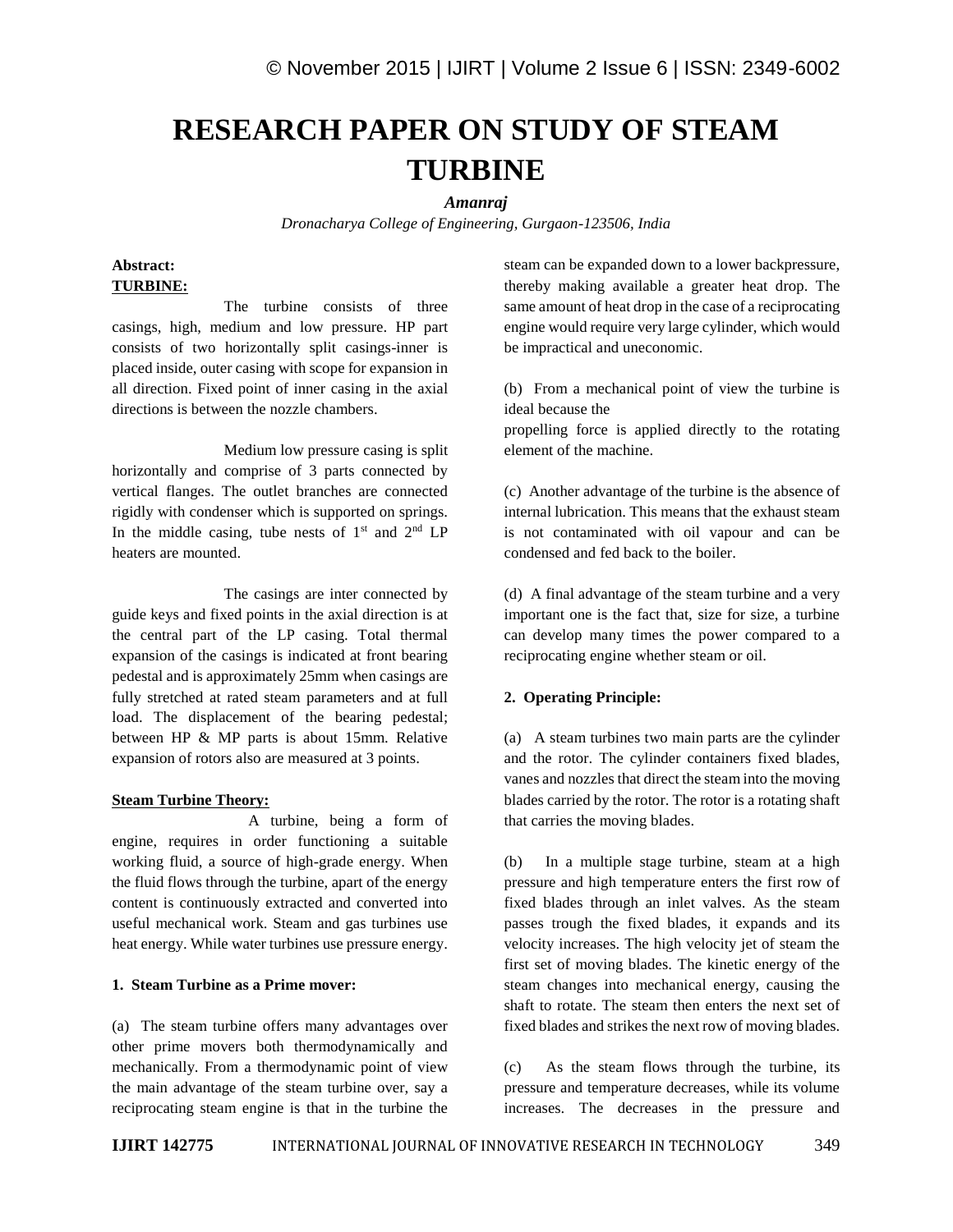# RESEARCH PAPER ON STUDY OF STEAM TURBINE

***Amanraj***

*Dronacharya College of Engineering, Gurgaon-123506, India*

**Abstract:**

**TURBINE:**

The turbine consists of three casings, high, medium and low pressure. HP part consists of two horizontally split casings-inner is placed inside, outer casing with scope for expansion in all direction. Fixed point of inner casing in the axial directions is between the nozzle chambers.

Medium low pressure casing is split horizontally and comprise of 3 parts connected by vertical flanges. The outlet branches are connected rigidly with condenser which is supported on springs. In the middle casing, tube nests of 1st and 2nd LP heaters are mounted.

The casings are inter connected by guide keys and fixed points in the axial direction is at the central part of the LP casing. Total thermal expansion of the casings is indicated at front bearing pedestal and is approximately 25mm when casings are fully stretched at rated steam parameters and at full load. The displacement of the bearing pedestal; between HP & MP parts is about 15mm. Relative expansion of rotors also are measured at 3 points.

**Steam Turbine Theory:**

A turbine, being a form of engine, requires in order functioning a suitable working fluid, a source of high-grade energy. When the fluid flows through the turbine, apart of the energy content is continuously extracted and converted into useful mechanical work. Steam and gas turbines use heat energy. While water turbines use pressure energy.

**1. Steam Turbine as a Prime mover:**

(a) The steam turbine offers many advantages over other prime movers both thermodynamically and mechanically. From a thermodynamic point of view the main advantage of the steam turbine over, say a reciprocating steam engine is that in the turbine the steam can be expanded down to a lower backpressure, thereby making available a greater heat drop. The same amount of heat drop in the case of a reciprocating engine would require very large cylinder, which would be impractical and uneconomic.

(b) From a mechanical point of view the turbine is ideal because the propelling force is applied directly to the rotating element of the machine.

(c) Another advantage of the turbine is the absence of internal lubrication. This means that the exhaust steam is not contaminated with oil vapour and can be condensed and fed back to the boiler.

(d) A final advantage of the steam turbine and a very important one is the fact that, size for size, a turbine can develop many times the power compared to a reciprocating engine whether steam or oil.

**2. Operating Principle:**

(a) A steam turbines two main parts are the cylinder and the rotor. The cylinder containers fixed blades, vanes and nozzles that direct the steam into the moving blades carried by the rotor. The rotor is a rotating shaft that carries the moving blades.

(b) In a multiple stage turbine, steam at a high pressure and high temperature enters the first row of fixed blades through an inlet valves. As the steam passes trough the fixed blades, it expands and its velocity increases. The high velocity jet of steam the first set of moving blades. The kinetic energy of the steam changes into mechanical energy, causing the shaft to rotate. The steam then enters the next set of fixed blades and strikes the next row of moving blades.

(c) As the steam flows through the turbine, its pressure and temperature decreases, while its volume increases. The decreases in the pressure and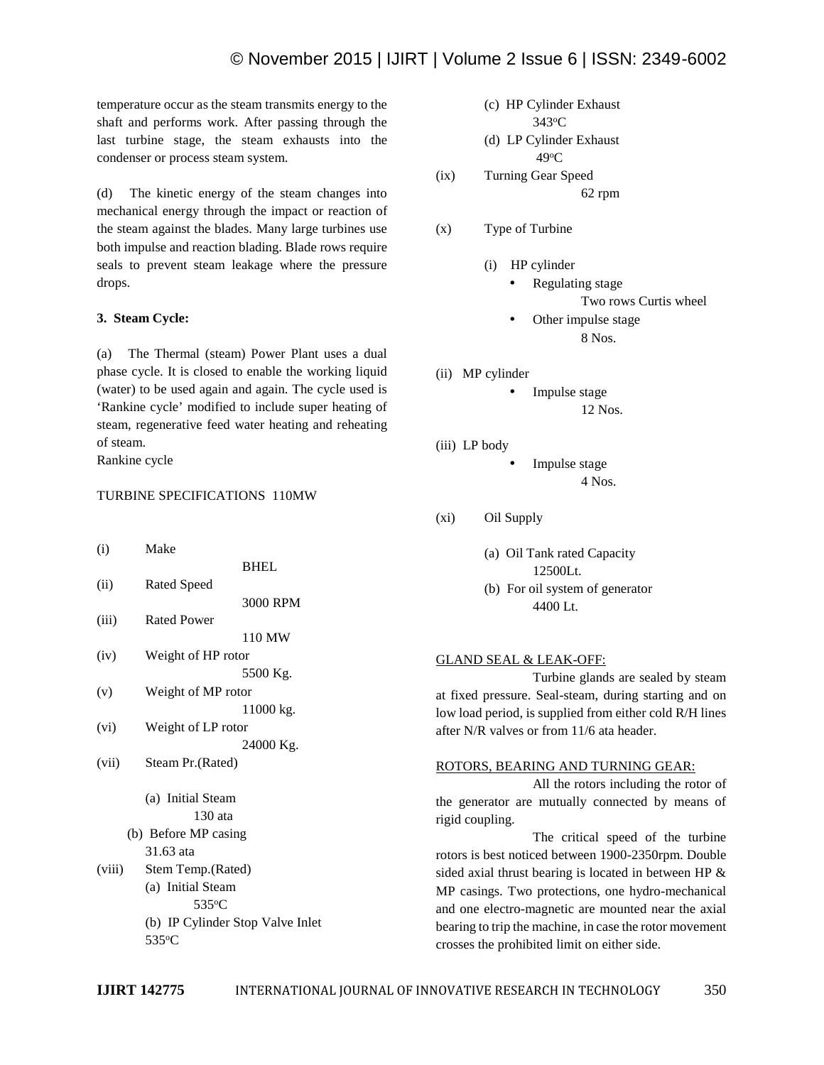temperature occur as the steam transmits energy to the shaft and performs work. After passing through the last turbine stage, the steam exhausts into the condenser or process steam system.

(d) The kinetic energy of the steam changes into mechanical energy through the impact or reaction of the steam against the blades. Many large turbines use both impulse and reaction blading. Blade rows require seals to prevent steam leakage where the pressure drops.

**3. Steam Cycle:**

(a) The Thermal (steam) Power Plant uses a dual phase cycle. It is closed to enable the working liquid (water) to be used again and again. The cycle used is 'Rankine cycle' modified to include super heating of steam, regenerative feed water heating and reheating of steam.
Rankine cycle

TURBINE SPECIFICATIONS 110MW

(i) Make
BHEL

(ii) Rated Speed
3000 RPM

(iii) Rated Power
110 MW

(iv) Weight of HP rotor
5500 Kg.

(v) Weight of MP rotor
11000 kg.

(vi) Weight of LP rotor
24000 Kg.

(vii) Steam Pr.(Rated)

(a) Initial Steam
130 ata

(b) Before MP casing
31.63 ata

(viii) Stem Temp.(Rated)

(a) Initial Steam
535°C

(b) IP Cylinder Stop Valve Inlet
535°C

(c) HP Cylinder Exhaust
343°C

(d) LP Cylinder Exhaust
49°C

(ix) Turning Gear Speed
62 rpm

(x) Type of Turbine

(i) HP cylinder

- Regulating stage
  Two rows Curtis wheel
- Other impulse stage
  8 Nos.

(ii) MP cylinder

- Impulse stage
  12 Nos.

(iii) LP body

- Impulse stage
  4 Nos.

(xi) Oil Supply

(a) Oil Tank rated Capacity
12500Lt.

(b) For oil system of generator
4400 Lt.

GLAND SEAL & LEAK-OFF:

Turbine glands are sealed by steam at fixed pressure. Seal-steam, during starting and on low load period, is supplied from either cold R/H lines after N/R valves or from 11/6 ata header.

ROTORS, BEARING AND TURNING GEAR:

All the rotors including the rotor of the generator are mutually connected by means of rigid coupling.

The critical speed of the turbine rotors is best noticed between 1900-2350rpm. Double sided axial thrust bearing is located in between HP & MP casings. Two protections, one hydro-mechanical and one electro-magnetic are mounted near the axial bearing to trip the machine, in case the rotor movement crosses the prohibited limit on either side.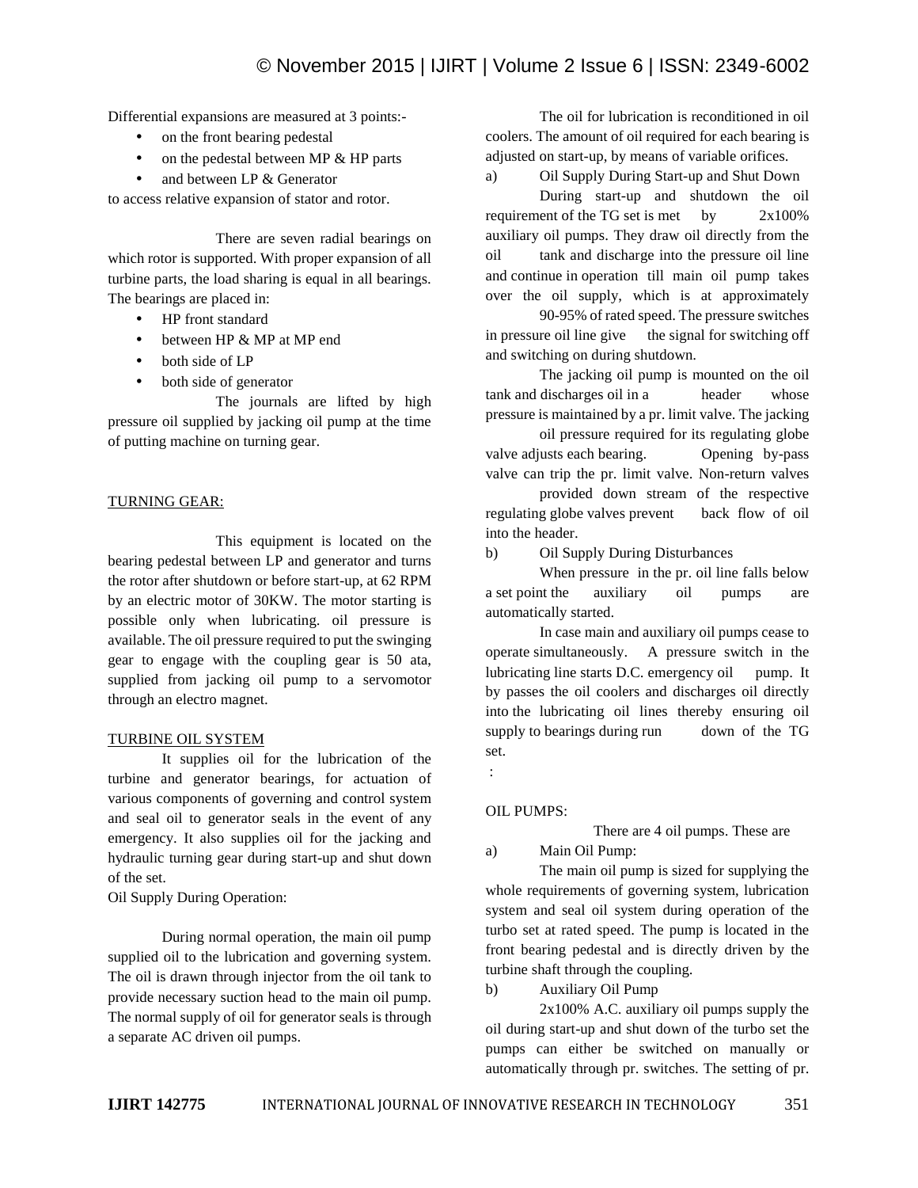Differential expansions are measured at 3 points:-

- on the front bearing pedestal
- on the pedestal between MP & HP parts
- and between LP & Generator

to access relative expansion of stator and rotor.

There are seven radial bearings on which rotor is supported. With proper expansion of all turbine parts, the load sharing is equal in all bearings. The bearings are placed in:

- HP front standard
- between HP & MP at MP end
- both side of LP
- both side of generator

The journals are lifted by high pressure oil supplied by jacking oil pump at the time of putting machine on turning gear.

## TURNING GEAR:

This equipment is located on the bearing pedestal between LP and generator and turns the rotor after shutdown or before start-up, at 62 RPM by an electric motor of 30KW. The motor starting is possible only when lubricating. oil pressure is available. The oil pressure required to put the swinging gear to engage with the coupling gear is 50 ata, supplied from jacking oil pump to a servomotor through an electro magnet.

## TURBINE OIL SYSTEM

It supplies oil for the lubrication of the turbine and generator bearings, for actuation of various components of governing and control system and seal oil to generator seals in the event of any emergency. It also supplies oil for the jacking and hydraulic turning gear during start-up and shut down of the set.

Oil Supply During Operation:

During normal operation, the main oil pump supplied oil to the lubrication and governing system. The oil is drawn through injector from the oil tank to provide necessary suction head to the main oil pump. The normal supply of oil for generator seals is through a separate AC driven oil pumps.

The oil for lubrication is reconditioned in oil coolers. The amount of oil required for each bearing is adjusted on start-up, by means of variable orifices.

a) Oil Supply During Start-up and Shut Down

During start-up and shutdown the oil requirement of the TG set is met by 2x100% auxiliary oil pumps. They draw oil directly from the oil tank and discharge into the pressure oil line and continue in operation till main oil pump takes over the oil supply, which is at approximately 90-95% of rated speed. The pressure switches in pressure oil line give the signal for switching off and switching on during shutdown.

The jacking oil pump is mounted on the oil tank and discharges oil in a header whose pressure is maintained by a pr. limit valve. The jacking oil pressure required for its regulating globe valve adjusts each bearing. Opening by-pass valve can trip the pr. limit valve. Non-return valves provided down stream of the respective regulating globe valves prevent back flow of oil into the header.

b) Oil Supply During Disturbances

When pressure in the pr. oil line falls below a set point the auxiliary oil pumps are automatically started.

In case main and auxiliary oil pumps cease to operate simultaneously. A pressure switch in the lubricating line starts D.C. emergency oil pump. It by passes the oil coolers and discharges oil directly into the lubricating oil lines thereby ensuring oil supply to bearings during run down of the TG set.

:

## OIL PUMPS:

There are 4 oil pumps. These are

a) Main Oil Pump:

The main oil pump is sized for supplying the whole requirements of governing system, lubrication system and seal oil system during operation of the turbo set at rated speed. The pump is located in the front bearing pedestal and is directly driven by the turbine shaft through the coupling.

b) Auxiliary Oil Pump

2x100% A.C. auxiliary oil pumps supply the oil during start-up and shut down of the turbo set the pumps can either be switched on manually or automatically through pr. switches. The setting of pr.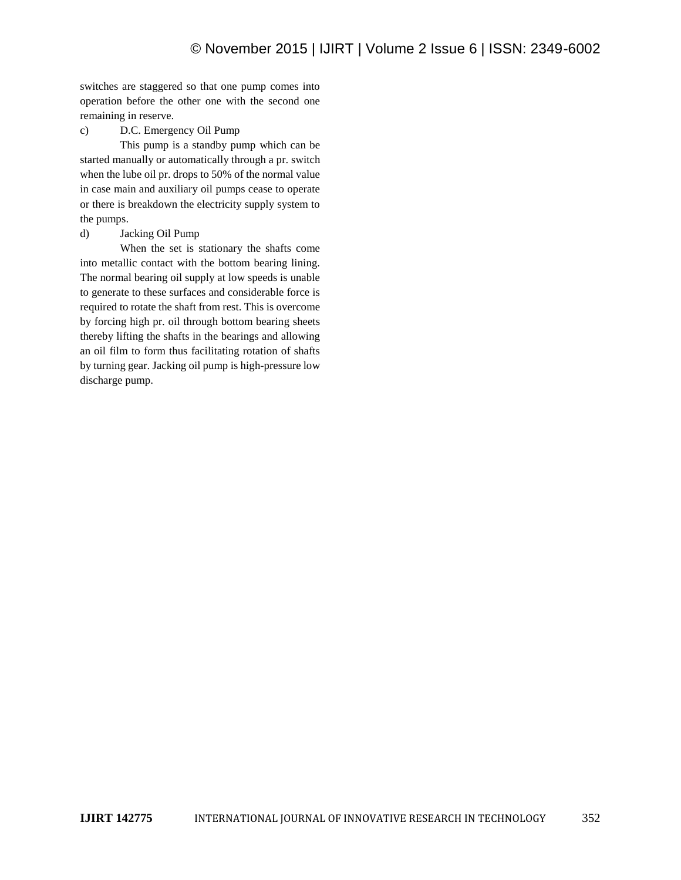switches are staggered so that one pump comes into operation before the other one with the second one remaining in reserve.

c) D.C. Emergency Oil Pump

This pump is a standby pump which can be started manually or automatically through a pr. switch when the lube oil pr. drops to 50% of the normal value in case main and auxiliary oil pumps cease to operate or there is breakdown the electricity supply system to the pumps.

d) Jacking Oil Pump

When the set is stationary the shafts come into metallic contact with the bottom bearing lining. The normal bearing oil supply at low speeds is unable to generate to these surfaces and considerable force is required to rotate the shaft from rest. This is overcome by forcing high pr. oil through bottom bearing sheets thereby lifting the shafts in the bearings and allowing an oil film to form thus facilitating rotation of shafts by turning gear. Jacking oil pump is high-pressure low discharge pump.